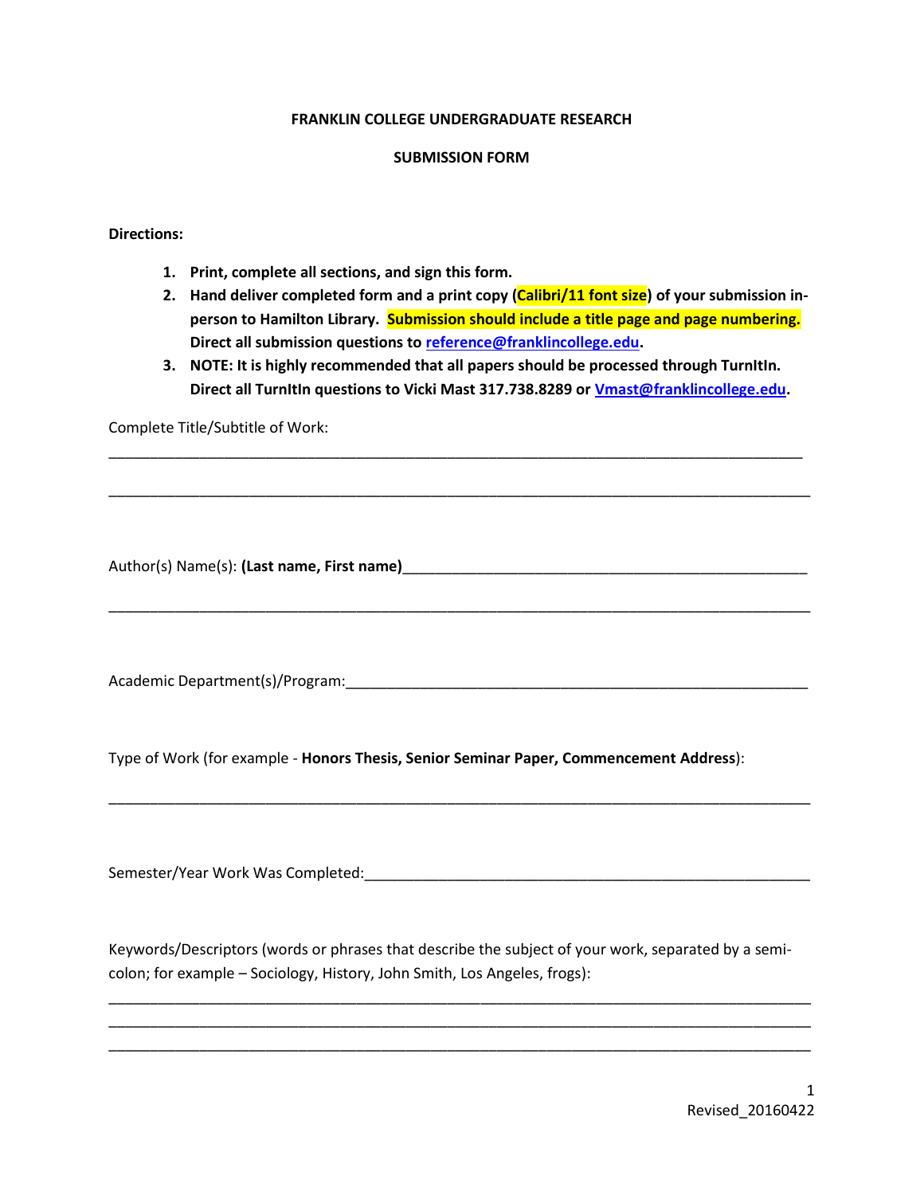**FRANKLIN COLLEGE UNDERGRADUATE RESEARCH**

**SUBMISSION FORM**

**Directions:**

1. **Print, complete all sections, and sign this form.**
2. **Hand deliver completed form and a print copy (Calibri/11 font size) of your submission in-person to Hamilton Library. Submission should include a title page and page numbering. Direct all submission questions to [reference@franklincollege.edu](mailto:reference@franklincollege.edu).**
3. **NOTE: It is highly recommended that all papers should be processed through TurnItIn. Direct all TurnItIn questions to Vicki Mast 317.738.8289 or [Vmast@franklincollege.edu](mailto:Vmast@franklincollege.edu).**

Complete Title/Subtitle of Work:

_______________________________________________________________________________

_______________________________________________________________________________

Author(s) Name(s): **(Last name, First name)**_____________________________________________

_______________________________________________________________________________

Academic Department(s)/Program:_____________________________________________________

Type of Work (for example - **Honors Thesis, Senior Seminar Paper, Commencement Address**):

_______________________________________________________________________________

Semester/Year Work Was Completed:___________________________________________________

Keywords/Descriptors (words or phrases that describe the subject of your work, separated by a semi-colon; for example – Sociology, History, John Smith, Los Angeles, frogs):

_______________________________________________________________________________
_______________________________________________________________________________
_______________________________________________________________________________

Revised_20160422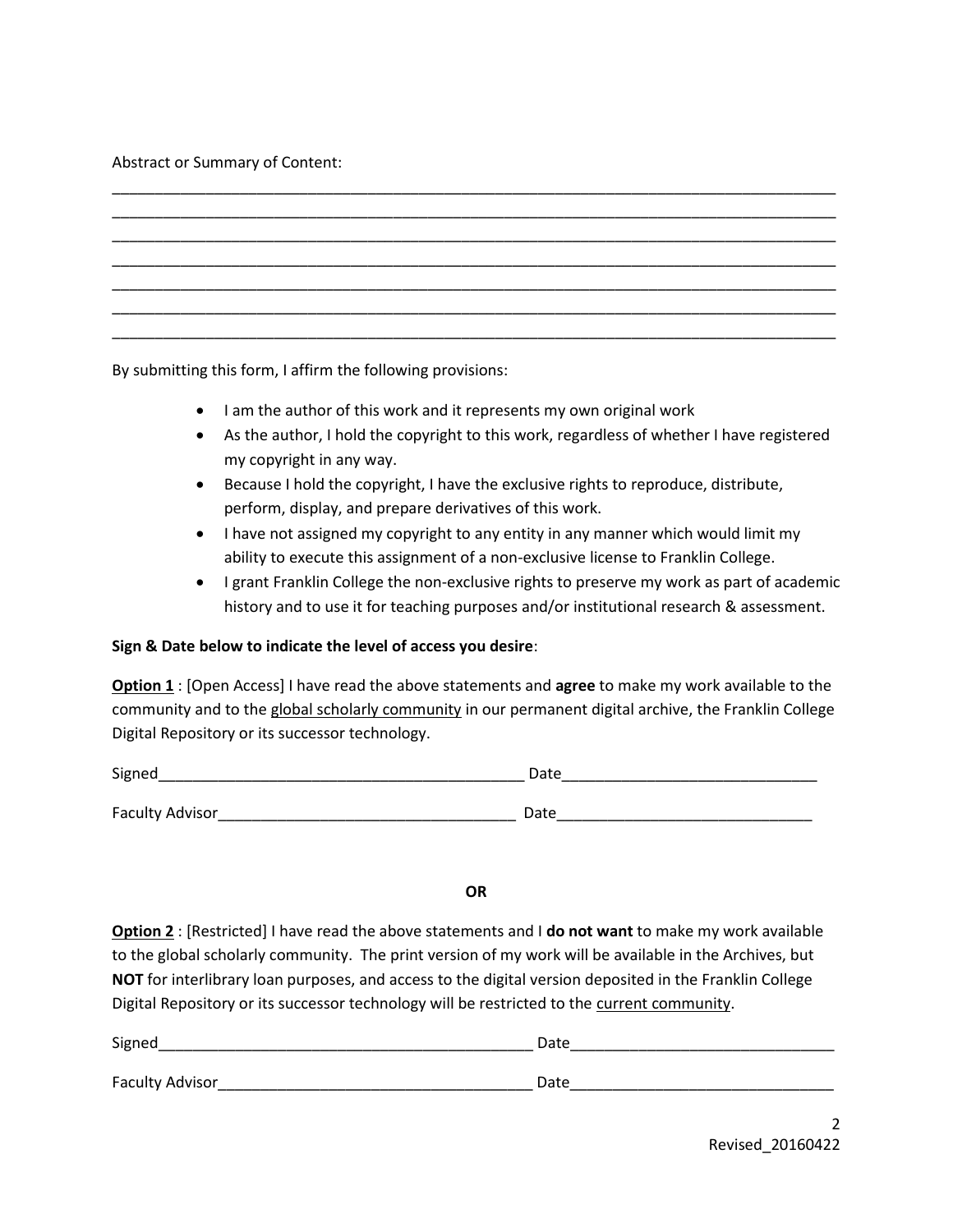Abstract or Summary of Content:

_____________________________________________________________________________________
_____________________________________________________________________________________
_____________________________________________________________________________________
_____________________________________________________________________________________
_____________________________________________________________________________________
_____________________________________________________________________________________
_____________________________________________________________________________________

By submitting this form, I affirm the following provisions:

- I am the author of this work and it represents my own original work
- As the author, I hold the copyright to this work, regardless of whether I have registered my copyright in any way.
- Because I hold the copyright, I have the exclusive rights to reproduce, distribute, perform, display, and prepare derivatives of this work.
- I have not assigned my copyright to any entity in any manner which would limit my ability to execute this assignment of a non-exclusive license to Franklin College.
- I grant Franklin College the non-exclusive rights to preserve my work as part of academic history and to use it for teaching purposes and/or institutional research & assessment.

**Sign & Date below to indicate the level of access you desire**:

**<u>Option 1</u>** : [Open Access] I have read the above statements and **agree** to make my work available to the community and to the <u>global scholarly community</u> in our permanent digital archive, the Franklin College Digital Repository or its successor technology.

Signed_____________________________________________ Date______________________________

Faculty Advisor____________________________________ Date______________________________

**OR**

**<u>Option 2</u>** : [Restricted] I have read the above statements and I **do not want** to make my work available to the global scholarly community. The print version of my work will be available in the Archives, but **NOT** for interlibrary loan purposes, and access to the digital version deposited in the Franklin College Digital Repository or its successor technology will be restricted to the <u>current community</u>.

Signed_____________________________________________ Date______________________________

Faculty Advisor____________________________________ Date______________________________

Revised_20160422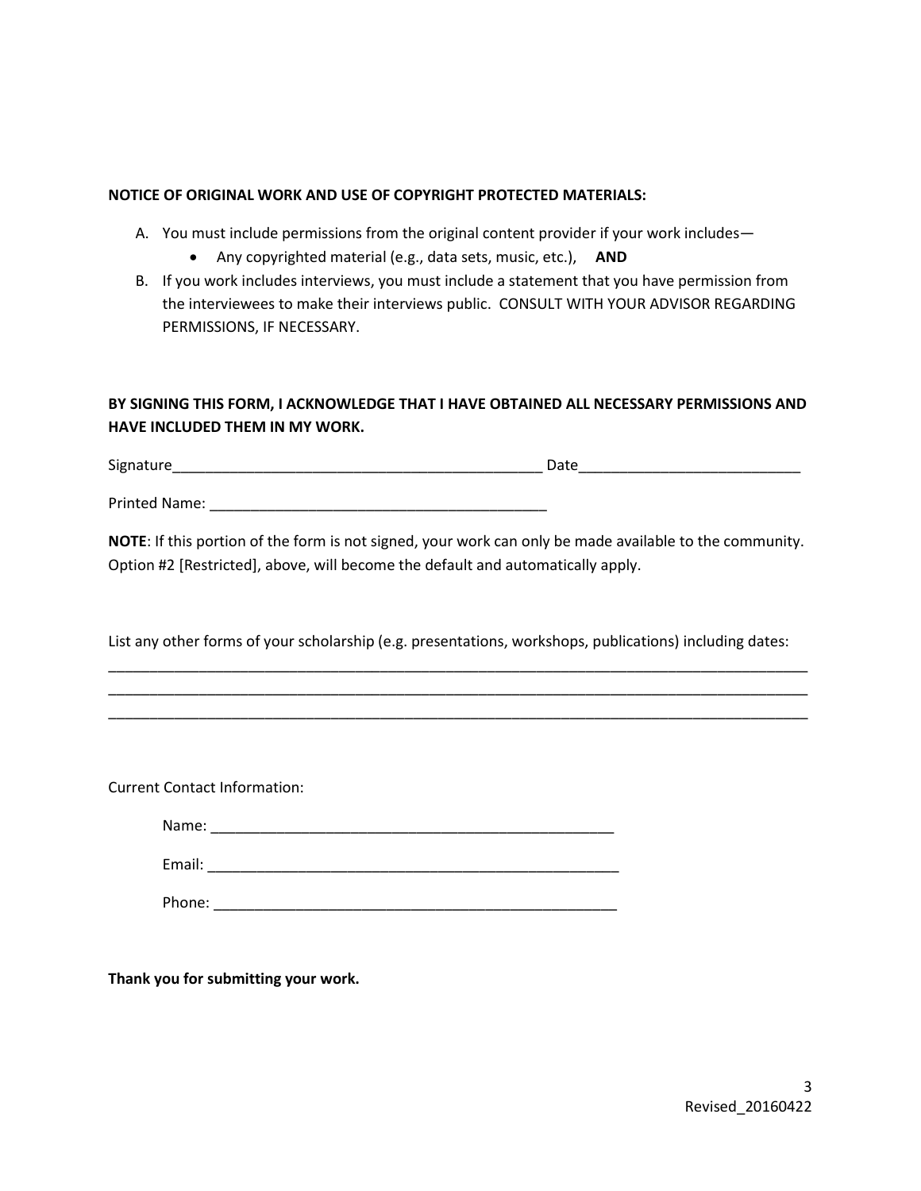**NOTICE OF ORIGINAL WORK AND USE OF COPYRIGHT PROTECTED MATERIALS:**

A. You must include permissions from the original content provider if your work includes—
   - Any copyrighted material (e.g., data sets, music, etc.), **AND**

B. If you work includes interviews, you must include a statement that you have permission from the interviewees to make their interviews public. CONSULT WITH YOUR ADVISOR REGARDING PERMISSIONS, IF NECESSARY.

**BY SIGNING THIS FORM, I ACKNOWLEDGE THAT I HAVE OBTAINED ALL NECESSARY PERMISSIONS AND HAVE INCLUDED THEM IN MY WORK.**

Signature_______________________________________________ Date___________________________

Printed Name: __________________________________________

**NOTE**: If this portion of the form is not signed, your work can only be made available to the community. Option #2 [Restricted], above, will become the default and automatically apply.

List any other forms of your scholarship (e.g. presentations, workshops, publications) including dates:

_________________________________________________________________________________________

_________________________________________________________________________________________

_________________________________________________________________________________________

Current Contact Information:

Name: ____________________________________________________

Email: ____________________________________________________

Phone: ____________________________________________________

**Thank you for submitting your work.**

Revised_20160422